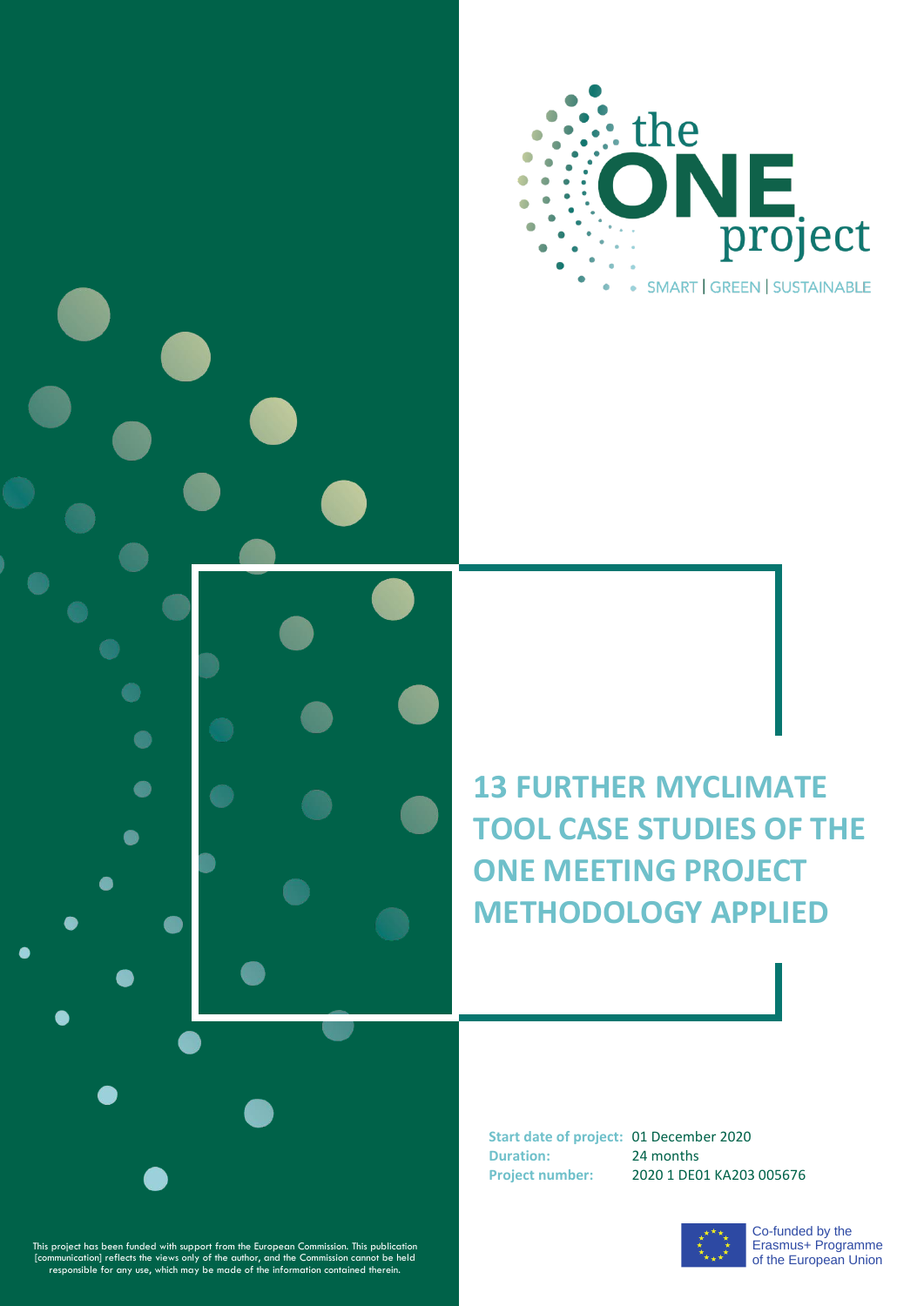the ONE project

SMART | GREEN | SUSTAINABLE

# 13 FURTHER MYCLIMATE TOOL CASE STUDIES OF THE ONE MEETING PROJECT METHODOLOGY APPLIED

**Start date of project:** 01 December 2020
**Duration:** 24 months
**Project number:** 2020 1 DE01 KA203 005676

Co-funded by the Erasmus+ Programme of the European Union

This project has been funded with support from the European Commission. This publication [communication] reflects the views only of the author, and the Commission cannot be held responsible for any use, which may be made of the information contained therein.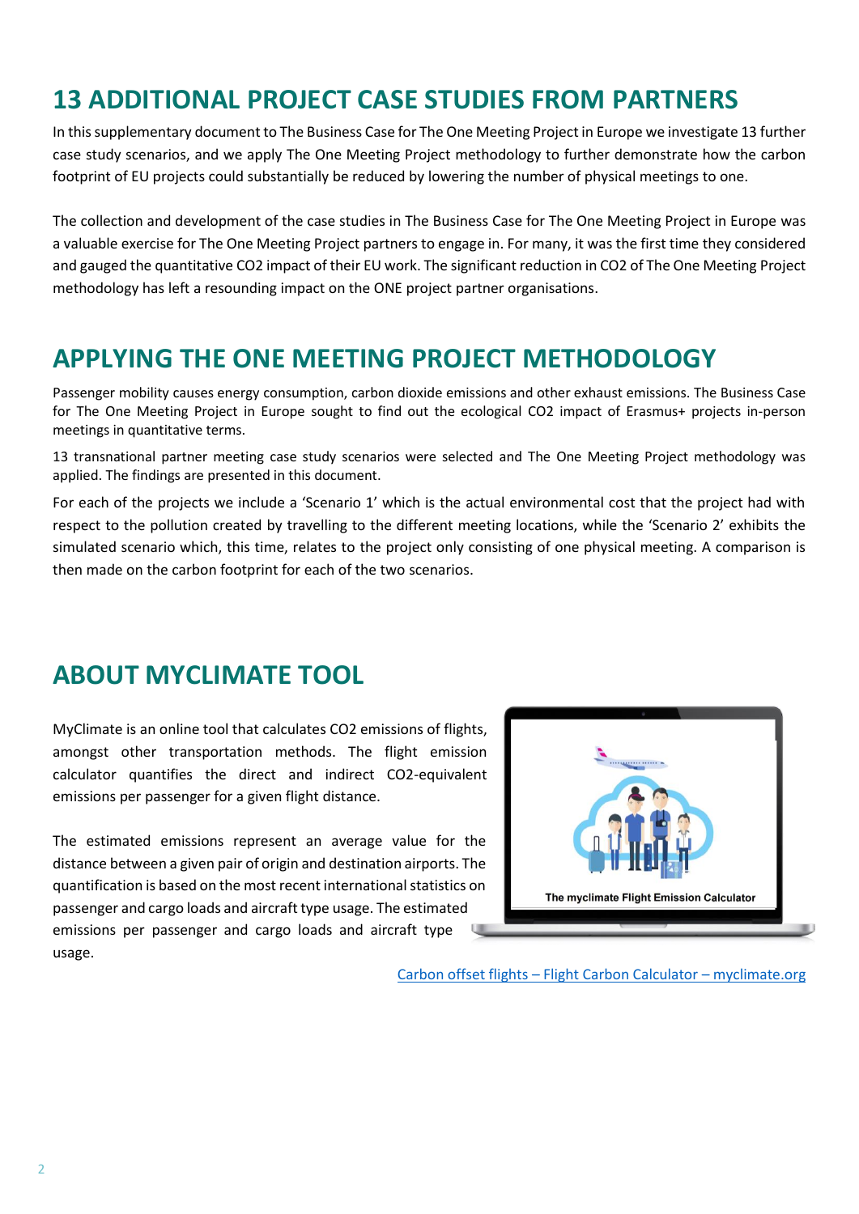## 13 ADDITIONAL PROJECT CASE STUDIES FROM PARTNERS

In this supplementary document to The Business Case for The One Meeting Project in Europe we investigate 13 further case study scenarios, and we apply The One Meeting Project methodology to further demonstrate how the carbon footprint of EU projects could substantially be reduced by lowering the number of physical meetings to one.

The collection and development of the case studies in The Business Case for The One Meeting Project in Europe was a valuable exercise for The One Meeting Project partners to engage in. For many, it was the first time they considered and gauged the quantitative $CO_2$ impact of their EU work. The significant reduction in $CO_2$ of The One Meeting Project methodology has left a resounding impact on the ONE project partner organisations.

## APPLYING THE ONE MEETING PROJECT METHODOLOGY

Passenger mobility causes energy consumption, carbon dioxide emissions and other exhaust emissions. The Business Case for The One Meeting Project in Europe sought to find out the ecological $CO_2$ impact of Erasmus+ projects in-person meetings in quantitative terms.

13 transnational partner meeting case study scenarios were selected and The One Meeting Project methodology was applied. The findings are presented in this document.

For each of the projects we include a 'Scenario 1' which is the actual environmental cost that the project had with respect to the pollution created by travelling to the different meeting locations, while the 'Scenario 2' exhibits the simulated scenario which, this time, relates to the project only consisting of one physical meeting. A comparison is then made on the carbon footprint for each of the two scenarios.

## ABOUT MYCLIMATE TOOL

MyClimate is an online tool that calculates $CO_2$ emissions of flights, amongst other transportation methods. The flight emission calculator quantifies the direct and indirect $CO_2$-equivalent emissions per passenger for a given flight distance.

The estimated emissions represent an average value for the distance between a given pair of origin and destination airports. The quantification is based on the most recent international statistics on passenger and cargo loads and aircraft type usage. The estimated emissions per passenger and cargo loads and aircraft type usage.

The myclimate Flight Emission Calculator

[Carbon offset flights – Flight Carbon Calculator – myclimate.org]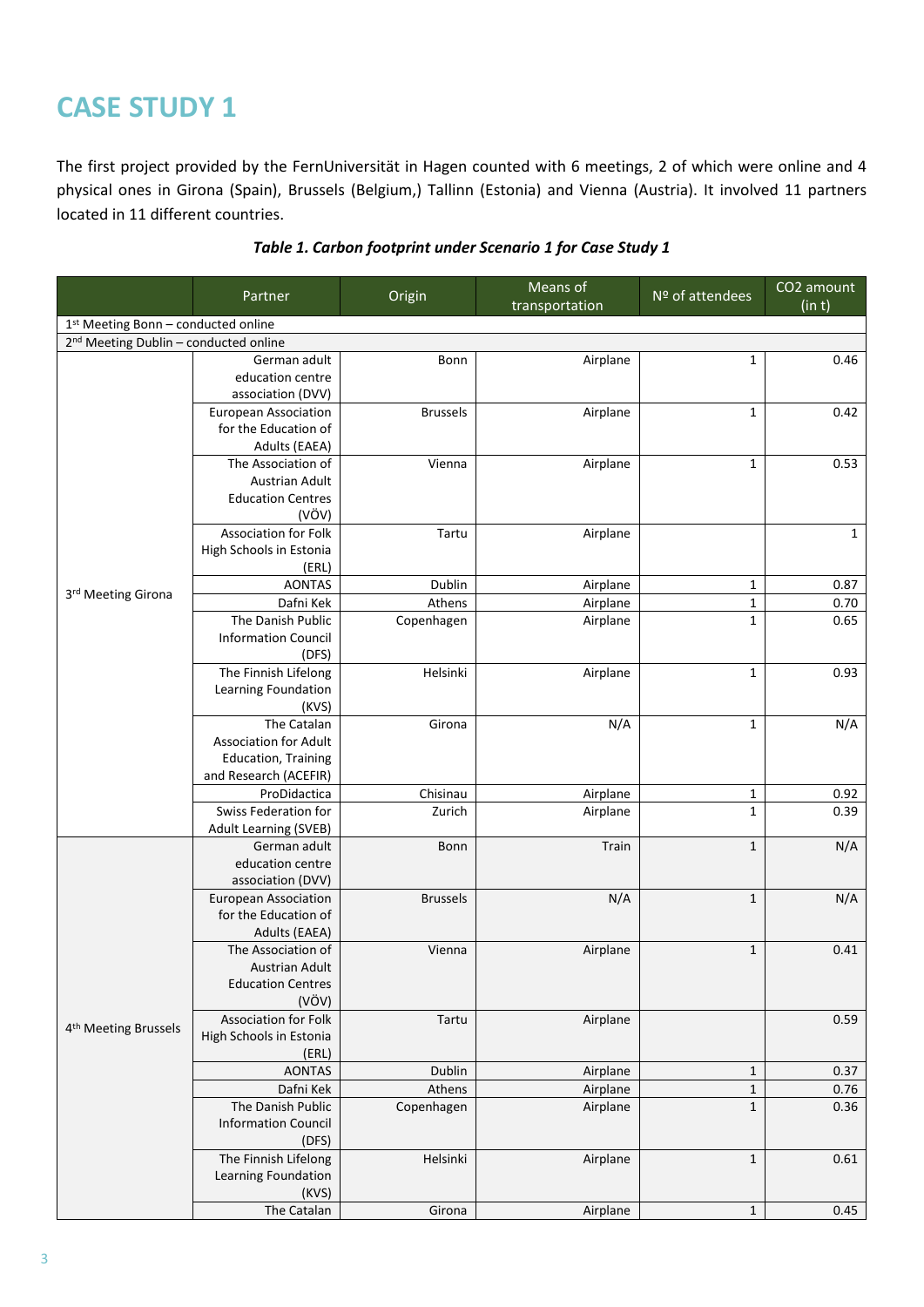# CASE STUDY 1

The first project provided by the FernUniversität in Hagen counted with 6 meetings, 2 of which were online and 4 physical ones in Girona (Spain), Brussels (Belgium,) Tallinn (Estonia) and Vienna (Austria). It involved 11 partners located in 11 different countries.

***Table 1. Carbon footprint under Scenario 1 for Case Study 1***

| | Partner | Origin | Means of transportation | Nº of attendees | $CO_2$ amount (in t) |
|---|---|---|---|---|---|
| 1st Meeting Bonn – conducted online | | | | | |
| 2nd Meeting Dublin – conducted online | | | | | |
| 3rd Meeting Girona | German adult education centre association (DVV) | Bonn | Airplane | 1 | 0.46 |
| | European Association for the Education of Adults (EAEA) | Brussels | Airplane | 1 | 0.42 |
| | The Association of Austrian Adult Education Centres (VÖV) | Vienna | Airplane | 1 | 0.53 |
| | Association for Folk High Schools in Estonia (ERL) | Tartu | Airplane | | 1 |
| | AONTAS | Dublin | Airplane | 1 | 0.87 |
| | Dafni Kek | Athens | Airplane | 1 | 0.70 |
| | The Danish Public Information Council (DFS) | Copenhagen | Airplane | 1 | 0.65 |
| | The Finnish Lifelong Learning Foundation (KVS) | Helsinki | Airplane | 1 | 0.93 |
| | The Catalan Association for Adult Education, Training and Research (ACEFIR) | Girona | N/A | 1 | N/A |
| | ProDidactica | Chisinau | Airplane | 1 | 0.92 |
| | Swiss Federation for Adult Learning (SVEB) | Zurich | Airplane | 1 | 0.39 |
| 4th Meeting Brussels | German adult education centre association (DVV) | Bonn | Train | 1 | N/A |
| | European Association for the Education of Adults (EAEA) | Brussels | N/A | 1 | N/A |
| | The Association of Austrian Adult Education Centres (VÖV) | Vienna | Airplane | 1 | 0.41 |
| | Association for Folk High Schools in Estonia (ERL) | Tartu | Airplane | | 0.59 |
| | AONTAS | Dublin | Airplane | 1 | 0.37 |
| | Dafni Kek | Athens | Airplane | 1 | 0.76 |
| | The Danish Public Information Council (DFS) | Copenhagen | Airplane | 1 | 0.36 |
| | The Finnish Lifelong Learning Foundation (KVS) | Helsinki | Airplane | 1 | 0.61 |
| | The Catalan | Girona | Airplane | 1 | 0.45 |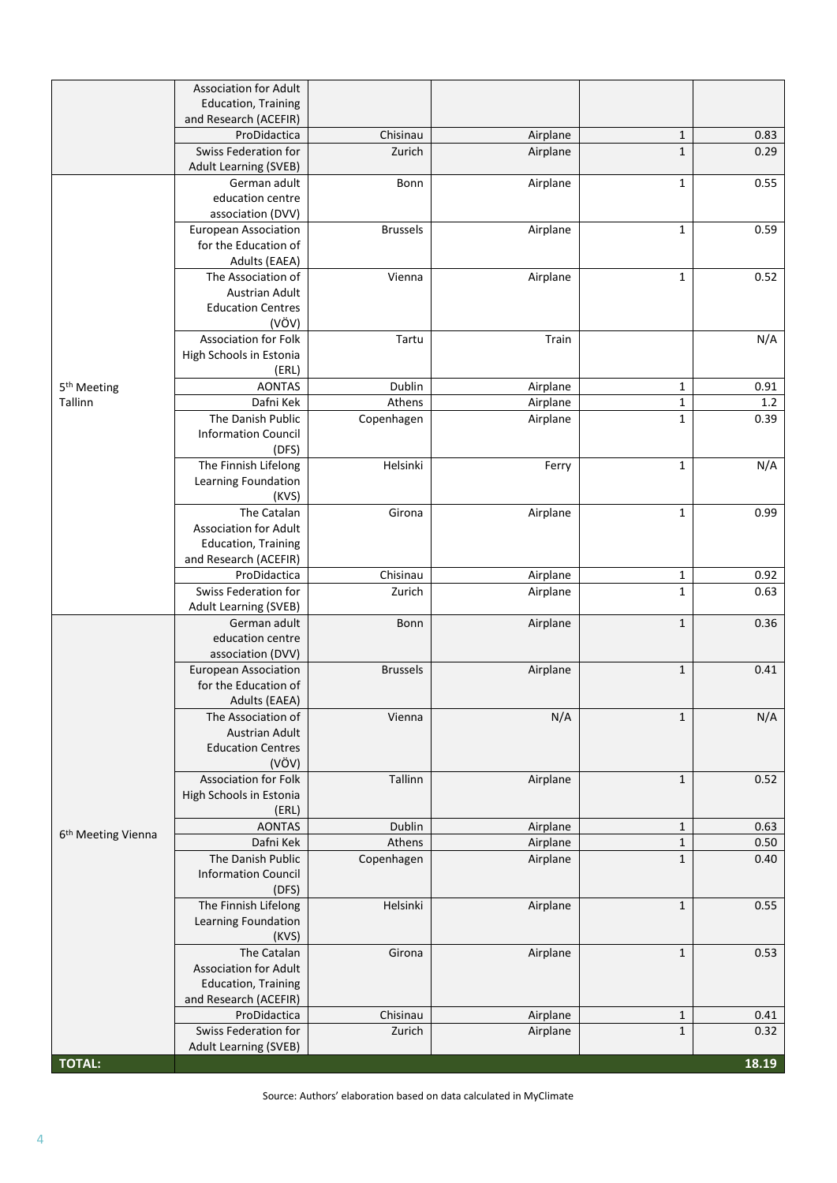| | | | | | |
|---|---|---|---|---|---|
| | Association for Adult Education, Training and Research (ACEFIR) | | | | |
| | ProDidactica | Chisinau | Airplane | 1 | 0.83 |
| | Swiss Federation for Adult Learning (SVEB) | Zurich | Airplane | 1 | 0.29 |
| 5[th] Meeting Tallinn | German adult education centre association (DVV) | Bonn | Airplane | 1 | 0.55 |
| | European Association for the Education of Adults (EAEA) | Brussels | Airplane | 1 | 0.59 |
| | The Association of Austrian Adult Education Centres (VÖV) | Vienna | Airplane | 1 | 0.52 |
| | Association for Folk High Schools in Estonia (ERL) | Tartu | Train | | N/A |
| | AONTAS | Dublin | Airplane | 1 | 0.91 |
| | Dafni Kek | Athens | Airplane | 1 | 1.2 |
| | The Danish Public Information Council (DFS) | Copenhagen | Airplane | 1 | 0.39 |
| | The Finnish Lifelong Learning Foundation (KVS) | Helsinki | Ferry | 1 | N/A |
| | The Catalan Association for Adult Education, Training and Research (ACEFIR) | Girona | Airplane | 1 | 0.99 |
| | ProDidactica | Chisinau | Airplane | 1 | 0.92 |
| | Swiss Federation for Adult Learning (SVEB) | Zurich | Airplane | 1 | 0.63 |
| 6[th] Meeting Vienna | German adult education centre association (DVV) | Bonn | Airplane | 1 | 0.36 |
| | European Association for the Education of Adults (EAEA) | Brussels | Airplane | 1 | 0.41 |
| | The Association of Austrian Adult Education Centres (VÖV) | Vienna | N/A | 1 | N/A |
| | Association for Folk High Schools in Estonia (ERL) | Tallinn | Airplane | 1 | 0.52 |
| | AONTAS | Dublin | Airplane | 1 | 0.63 |
| | Dafni Kek | Athens | Airplane | 1 | 0.50 |
| | The Danish Public Information Council (DFS) | Copenhagen | Airplane | 1 | 0.40 |
| | The Finnish Lifelong Learning Foundation (KVS) | Helsinki | Airplane | 1 | 0.55 |
| | The Catalan Association for Adult Education, Training and Research (ACEFIR) | Girona | Airplane | 1 | 0.53 |
| | ProDidactica | Chisinau | Airplane | 1 | 0.41 |
| | Swiss Federation for Adult Learning (SVEB) | Zurich | Airplane | 1 | 0.32 |
| **TOTAL:** | | | | | **18.19** |

Source: Authors' elaboration based on data calculated in MyClimate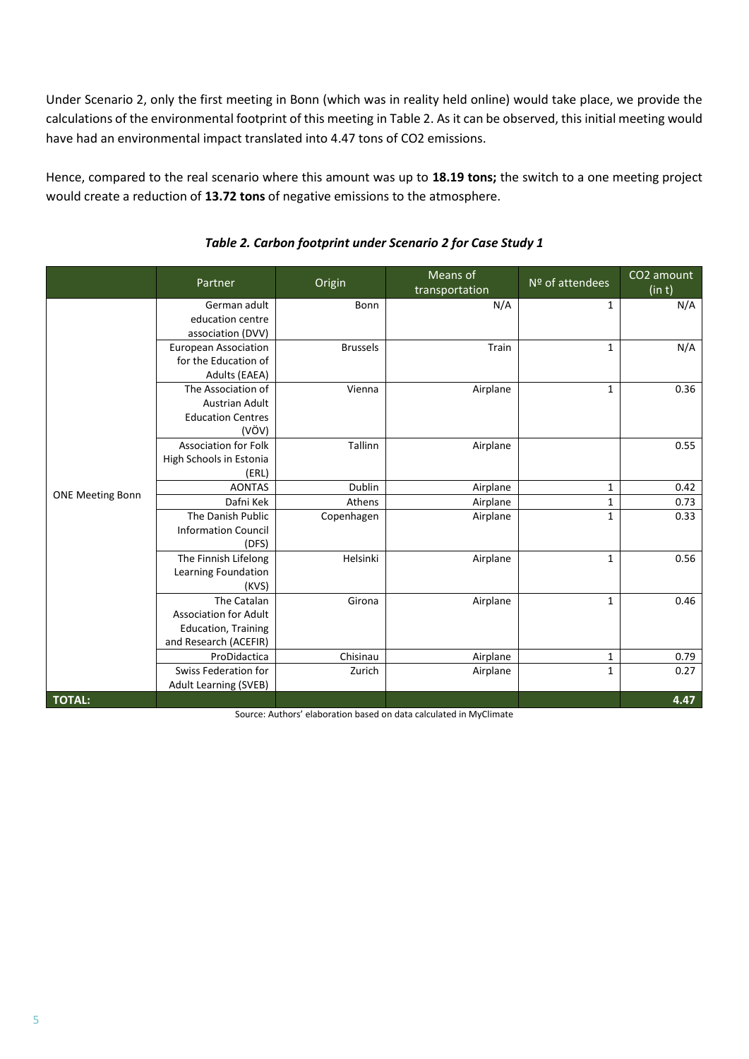Under Scenario 2, only the first meeting in Bonn (which was in reality held online) would take place, we provide the calculations of the environmental footprint of this meeting in Table 2. As it can be observed, this initial meeting would have had an environmental impact translated into 4.47 tons of CO2 emissions.

Hence, compared to the real scenario where this amount was up to **18.19 tons;** the switch to a one meeting project would create a reduction of **13.72 tons** of negative emissions to the atmosphere.

***Table 2. Carbon footprint under Scenario 2 for Case Study 1***

| | Partner | Origin | Means of transportation | Nº of attendees | CO2 amount (in t) |
|---|---|---|---|---|---|
| ONE Meeting Bonn | German adult education centre association (DVV) | Bonn | N/A | 1 | N/A |
| | European Association for the Education of Adults (EAEA) | Brussels | Train | 1 | N/A |
| | The Association of Austrian Adult Education Centres (VÖV) | Vienna | Airplane | 1 | 0.36 |
| | Association for Folk High Schools in Estonia (ERL) | Tallinn | Airplane | | 0.55 |
| | AONTAS | Dublin | Airplane | 1 | 0.42 |
| | Dafni Kek | Athens | Airplane | 1 | 0.73 |
| | The Danish Public Information Council (DFS) | Copenhagen | Airplane | 1 | 0.33 |
| | The Finnish Lifelong Learning Foundation (KVS) | Helsinki | Airplane | 1 | 0.56 |
| | The Catalan Association for Adult Education, Training and Research (ACEFIR) | Girona | Airplane | 1 | 0.46 |
| | ProDidactica | Chisinau | Airplane | 1 | 0.79 |
| | Swiss Federation for Adult Learning (SVEB) | Zurich | Airplane | 1 | 0.27 |
| **TOTAL:** | | | | | **4.47** |

Source: Authors' elaboration based on data calculated in MyClimate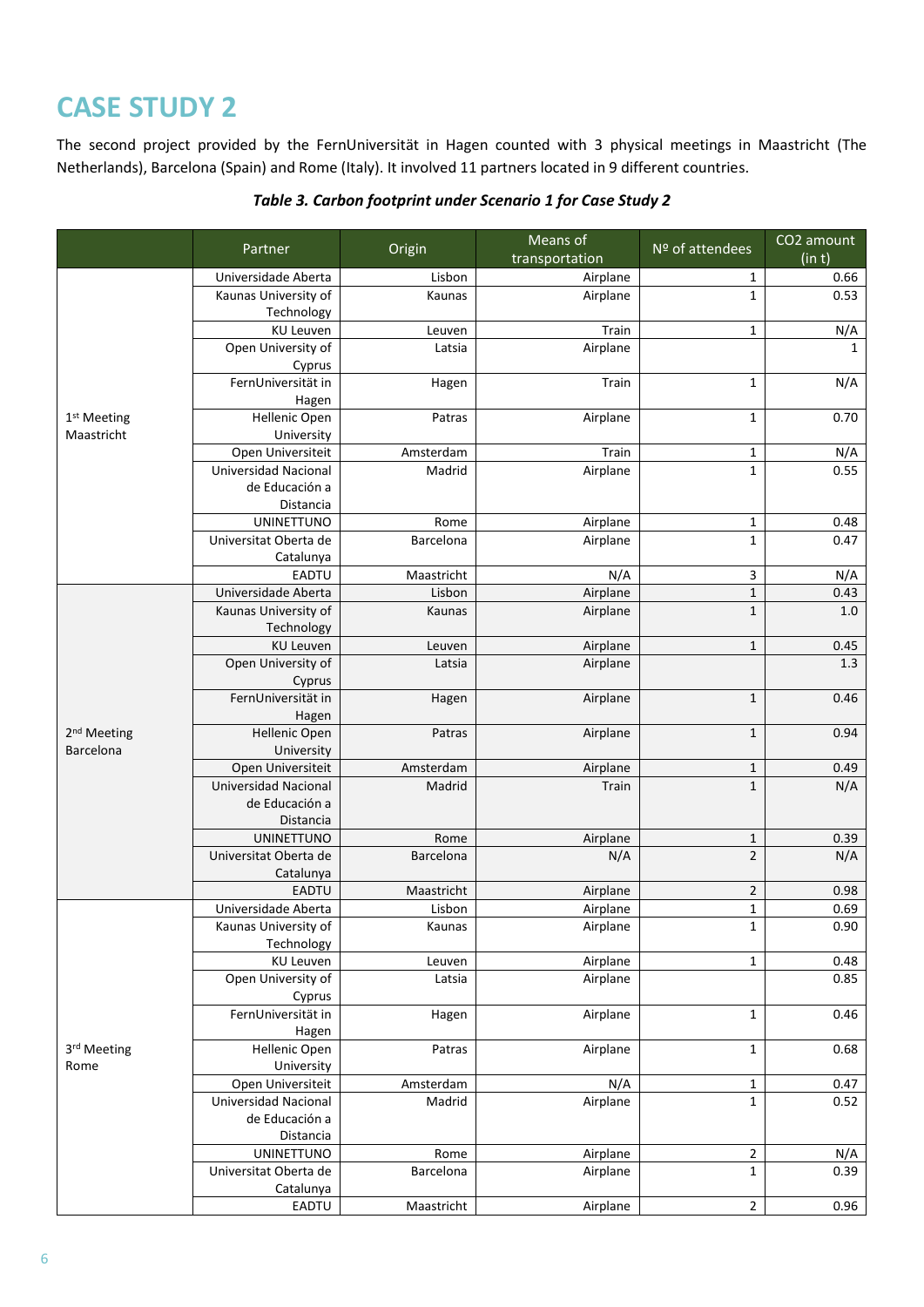# CASE STUDY 2

The second project provided by the FernUniversität in Hagen counted with 3 physical meetings in Maastricht (The Netherlands), Barcelona (Spain) and Rome (Italy). It involved 11 partners located in 9 different countries.

***Table 3. Carbon footprint under Scenario 1 for Case Study 2***

| | Partner | Origin | Means of transportation | Nº of attendees | CO2 amount (in t) |
|---|---|---|---|---|---|
| 1st Meeting Maastricht | Universidade Aberta | Lisbon | Airplane | 1 | 0.66 |
| | Kaunas University of Technology | Kaunas | Airplane | 1 | 0.53 |
| | KU Leuven | Leuven | Train | 1 | N/A |
| | Open University of Cyprus | Latsia | Airplane | | 1 |
| | FernUniversität in Hagen | Hagen | Train | 1 | N/A |
| | Hellenic Open University | Patras | Airplane | 1 | 0.70 |
| | Open Universiteit | Amsterdam | Train | 1 | N/A |
| | Universidad Nacional de Educación a Distancia | Madrid | Airplane | 1 | 0.55 |
| | UNINETTUNO | Rome | Airplane | 1 | 0.48 |
| | Universitat Oberta de Catalunya | Barcelona | Airplane | 1 | 0.47 |
| | EADTU | Maastricht | N/A | 3 | N/A |
| 2nd Meeting Barcelona | Universidade Aberta | Lisbon | Airplane | 1 | 0.43 |
| | Kaunas University of Technology | Kaunas | Airplane | 1 | 1.0 |
| | KU Leuven | Leuven | Airplane | 1 | 0.45 |
| | Open University of Cyprus | Latsia | Airplane | | 1.3 |
| | FernUniversität in Hagen | Hagen | Airplane | 1 | 0.46 |
| | Hellenic Open University | Patras | Airplane | 1 | 0.94 |
| | Open Universiteit | Amsterdam | Airplane | 1 | 0.49 |
| | Universidad Nacional de Educación a Distancia | Madrid | Train | 1 | N/A |
| | UNINETTUNO | Rome | Airplane | 1 | 0.39 |
| | Universitat Oberta de Catalunya | Barcelona | N/A | 2 | N/A |
| | EADTU | Maastricht | Airplane | 2 | 0.98 |
| 3rd Meeting Rome | Universidade Aberta | Lisbon | Airplane | 1 | 0.69 |
| | Kaunas University of Technology | Kaunas | Airplane | 1 | 0.90 |
| | KU Leuven | Leuven | Airplane | 1 | 0.48 |
| | Open University of Cyprus | Latsia | Airplane | | 0.85 |
| | FernUniversität in Hagen | Hagen | Airplane | 1 | 0.46 |
| | Hellenic Open University | Patras | Airplane | 1 | 0.68 |
| | Open Universiteit | Amsterdam | N/A | 1 | 0.47 |
| | Universidad Nacional de Educación a Distancia | Madrid | Airplane | 1 | 0.52 |
| | UNINETTUNO | Rome | Airplane | 2 | N/A |
| | Universitat Oberta de Catalunya | Barcelona | Airplane | 1 | 0.39 |
| | EADTU | Maastricht | Airplane | 2 | 0.96 |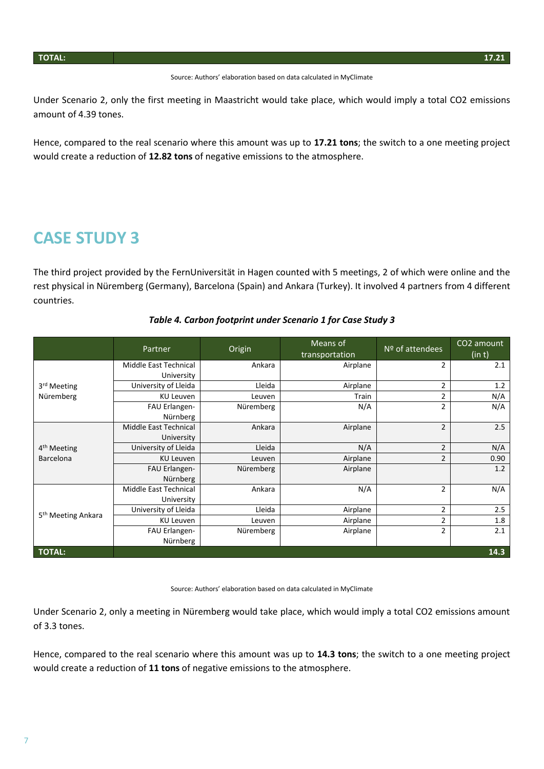| TOTAL: | 17.21 |
|---|---|

Source: Authors' elaboration based on data calculated in MyClimate

Under Scenario 2, only the first meeting in Maastricht would take place, which would imply a total CO2 emissions amount of 4.39 tones.

Hence, compared to the real scenario where this amount was up to **17.21 tons**; the switch to a one meeting project would create a reduction of **12.82 tons** of negative emissions to the atmosphere.

## CASE STUDY 3

The third project provided by the FernUniversität in Hagen counted with 5 meetings, 2 of which were online and the rest physical in Nüremberg (Germany), Barcelona (Spain) and Ankara (Turkey). It involved 4 partners from 4 different countries.

***Table 4. Carbon footprint under Scenario 1 for Case Study 3***

| | Partner | Origin | Means of transportation | Nº of attendees | CO2 amount (in t) |
|---|---|---|---|---|---|
| 3rd Meeting Nüremberg | Middle East Technical University | Ankara | Airplane | 2 | 2.1 |
| | University of Lleida | Lleida | Airplane | 2 | 1.2 |
| | KU Leuven | Leuven | Train | 2 | N/A |
| | FAU Erlangen-Nürnberg | Nüremberg | N/A | 2 | N/A |
| 4th Meeting Barcelona | Middle East Technical University | Ankara | Airplane | 2 | 2.5 |
| | University of Lleida | Lleida | N/A | 2 | N/A |
| | KU Leuven | Leuven | Airplane | 2 | 0.90 |
| | FAU Erlangen-Nürnberg | Nüremberg | Airplane | | 1.2 |
| 5th Meeting Ankara | Middle East Technical University | Ankara | N/A | 2 | N/A |
| | University of Lleida | Lleida | Airplane | 2 | 2.5 |
| | KU Leuven | Leuven | Airplane | 2 | 1.8 |
| | FAU Erlangen-Nürnberg | Nüremberg | Airplane | 2 | 2.1 |
| **TOTAL:** | | | | | **14.3** |

Source: Authors' elaboration based on data calculated in MyClimate

Under Scenario 2, only a meeting in Nüremberg would take place, which would imply a total CO2 emissions amount of 3.3 tones.

Hence, compared to the real scenario where this amount was up to **14.3 tons**; the switch to a one meeting project would create a reduction of **11 tons** of negative emissions to the atmosphere.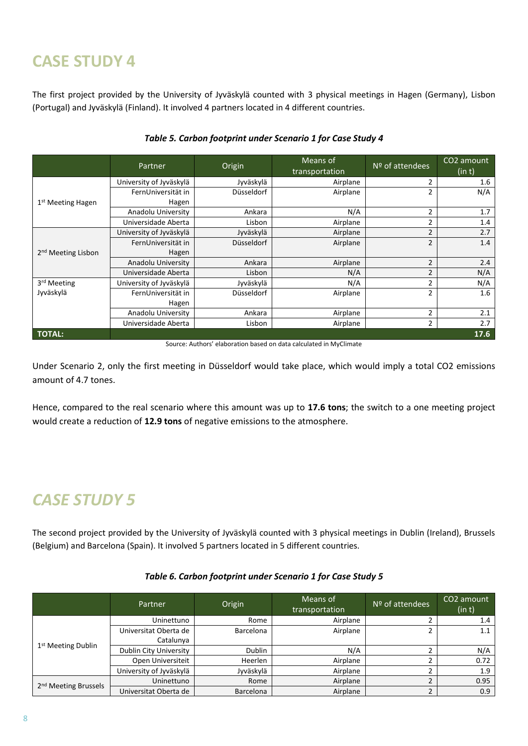# CASE STUDY 4

The first project provided by the University of Jyväskylä counted with 3 physical meetings in Hagen (Germany), Lisbon (Portugal) and Jyväskylä (Finland). It involved 4 partners located in 4 different countries.

***Table 5. Carbon footprint under Scenario 1 for Case Study 4***

| | Partner | Origin | Means of transportation | Nº of attendees | CO2 amount (in t) |
|---|---|---|---|---|---|
| 1st Meeting Hagen | University of Jyväskylä | Jyväskylä | Airplane | 2 | 1.6 |
| | FernUniversität in Hagen | Düsseldorf | Airplane | 2 | N/A |
| | Anadolu University | Ankara | N/A | 2 | 1.7 |
| | Universidade Aberta | Lisbon | Airplane | 2 | 1.4 |
| 2nd Meeting Lisbon | University of Jyväskylä | Jyväskylä | Airplane | 2 | 2.7 |
| | FernUniversität in Hagen | Düsseldorf | Airplane | 2 | 1.4 |
| | Anadolu University | Ankara | Airplane | 2 | 2.4 |
| | Universidade Aberta | Lisbon | N/A | 2 | N/A |
| 3rd Meeting Jyväskylä | University of Jyväskylä | Jyväskylä | N/A | 2 | N/A |
| | FernUniversität in Hagen | Düsseldorf | Airplane | 2 | 1.6 |
| | Anadolu University | Ankara | Airplane | 2 | 2.1 |
| | Universidade Aberta | Lisbon | Airplane | 2 | 2.7 |
| **TOTAL:** | | | | | **17.6** |

Source: Authors' elaboration based on data calculated in MyClimate

Under Scenario 2, only the first meeting in Düsseldorf would take place, which would imply a total $CO_2$ emissions amount of 4.7 tones.

Hence, compared to the real scenario where this amount was up to **17.6 tons**; the switch to a one meeting project would create a reduction of **12.9 tons** of negative emissions to the atmosphere.

# *CASE STUDY 5*

The second project provided by the University of Jyväskylä counted with 3 physical meetings in Dublin (Ireland), Brussels (Belgium) and Barcelona (Spain). It involved 5 partners located in 5 different countries.

***Table 6. Carbon footprint under Scenario 1 for Case Study 5***

| | Partner | Origin | Means of transportation | Nº of attendees | CO2 amount (in t) |
|---|---|---|---|---|---|
| 1st Meeting Dublin | Uninettuno | Rome | Airplane | 2 | 1.4 |
| | Universitat Oberta de Catalunya | Barcelona | Airplane | 2 | 1.1 |
| | Dublin City University | Dublin | N/A | 2 | N/A |
| | Open Universiteit | Heerlen | Airplane | 2 | 0.72 |
| | University of Jyväskylä | Jyväskylä | Airplane | 2 | 1.9 |
| 2nd Meeting Brussels | Uninettuno | Rome | Airplane | 2 | 0.95 |
| | Universitat Oberta de | Barcelona | Airplane | 2 | 0.9 |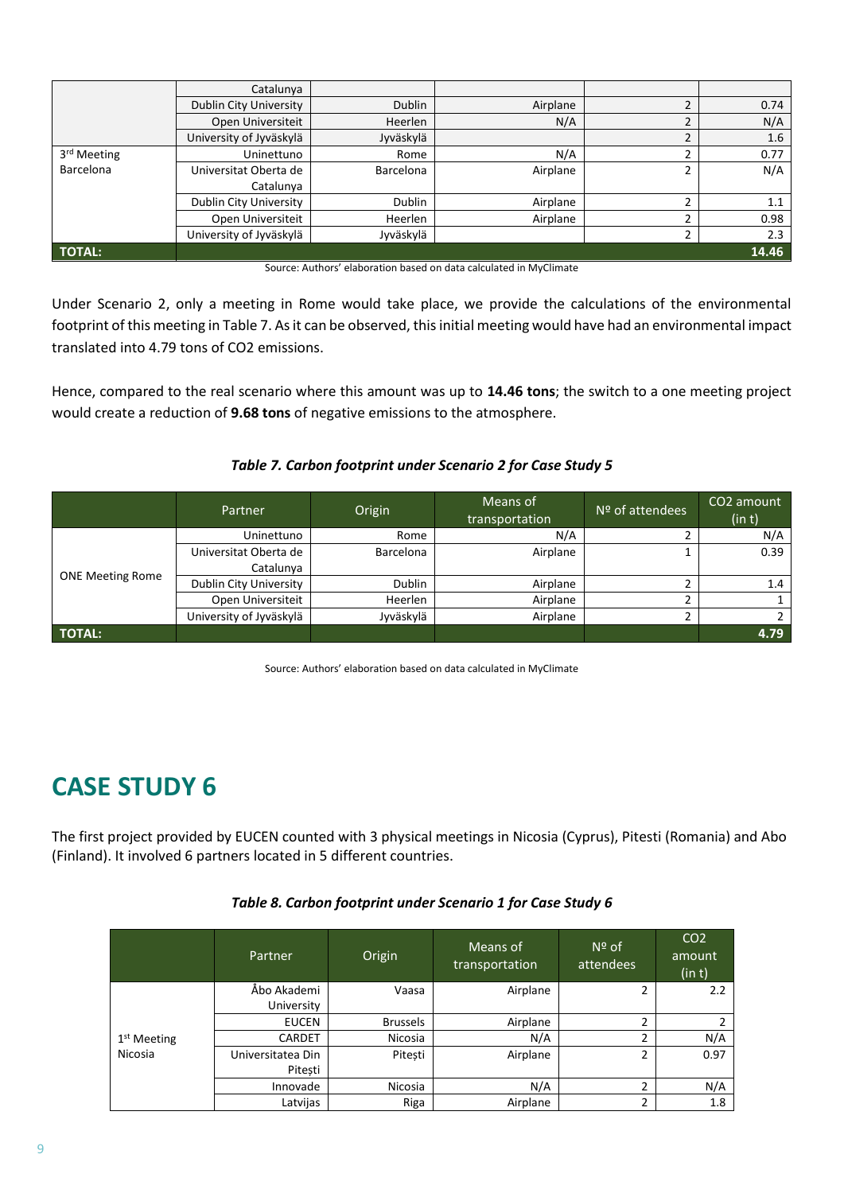| | Catalunya | | | | |
|---|---|---|---|---|---|
| | Dublin City University | Dublin | Airplane | 2 | 0.74 |
| | Open Universiteit | Heerlen | N/A | 2 | N/A |
| | University of Jyväskylä | Jyväskylä | | 2 | 1.6 |
| 3rd Meeting Barcelona | Uninettuno | Rome | N/A | 2 | 0.77 |
| | Universitat Oberta de Catalunya | Barcelona | Airplane | 2 | N/A |
| | Dublin City University | Dublin | Airplane | 2 | 1.1 |
| | Open Universiteit | Heerlen | Airplane | 2 | 0.98 |
| | University of Jyväskylä | Jyväskylä | | 2 | 2.3 |
| **TOTAL:** | | | | | **14.46** |

Source: Authors' elaboration based on data calculated in MyClimate

Under Scenario 2, only a meeting in Rome would take place, we provide the calculations of the environmental footprint of this meeting in Table 7. As it can be observed, this initial meeting would have had an environmental impact translated into 4.79 tons of CO2 emissions.

Hence, compared to the real scenario where this amount was up to **14.46 tons**; the switch to a one meeting project would create a reduction of **9.68 tons** of negative emissions to the atmosphere.

***Table 7. Carbon footprint under Scenario 2 for Case Study 5***

| | Partner | Origin | Means of transportation | Nº of attendees | CO2 amount (in t) |
|---|---|---|---|---|---|
| ONE Meeting Rome | Uninettuno | Rome | N/A | 2 | N/A |
| | Universitat Oberta de Catalunya | Barcelona | Airplane | 1 | 0.39 |
| | Dublin City University | Dublin | Airplane | 2 | 1.4 |
| | Open Universiteit | Heerlen | Airplane | 2 | 1 |
| | University of Jyväskylä | Jyväskylä | Airplane | 2 | 2 |
| **TOTAL:** | | | | | **4.79** |

Source: Authors' elaboration based on data calculated in MyClimate

# CASE STUDY 6

The first project provided by EUCEN counted with 3 physical meetings in Nicosia (Cyprus), Pitesti (Romania) and Abo (Finland). It involved 6 partners located in 5 different countries.

***Table 8. Carbon footprint under Scenario 1 for Case Study 6***

| | Partner | Origin | Means of transportation | Nº of attendees | CO2 amount (in t) |
|---|---|---|---|---|---|
| 1st Meeting Nicosia | Åbo Akademi University | Vaasa | Airplane | 2 | 2.2 |
| | EUCEN | Brussels | Airplane | 2 | 2 |
| | CARDET | Nicosia | N/A | 2 | N/A |
| | Universitatea Din Pitești | Pitești | Airplane | 2 | 0.97 |
| | Innovade | Nicosia | N/A | 2 | N/A |
| | Latvijas | Riga | Airplane | 2 | 1.8 |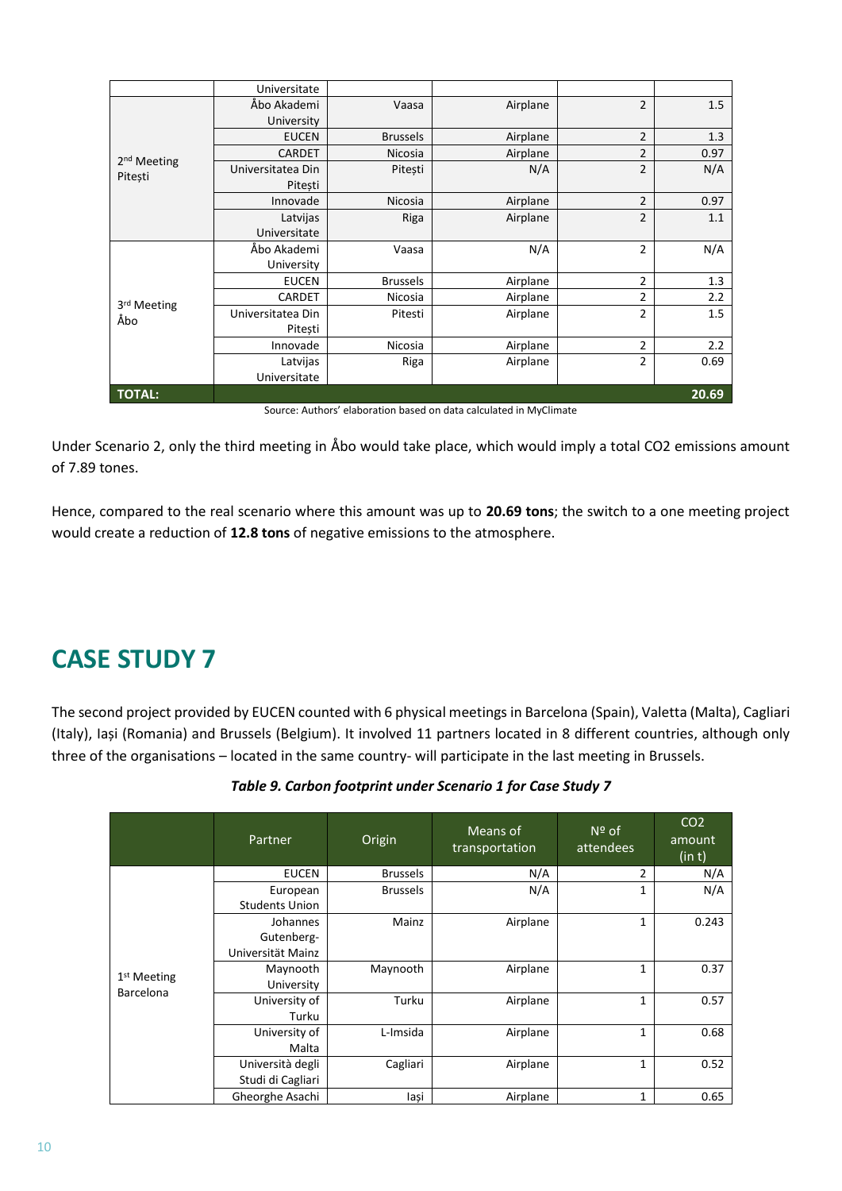| | Partner | Origin | Means of transportation | Nº of attendees | $CO_2$ amount (in t) |
|---|---|---|---|---|---|
| | Universitate | | | | |
| 2nd Meeting Pitești | Åbo Akademi University | Vaasa | Airplane | 2 | 1.5 |
| | EUCEN | Brussels | Airplane | 2 | 1.3 |
| | CARDET | Nicosia | Airplane | 2 | 0.97 |
| | Universitatea Din Pitești | Pitești | N/A | 2 | N/A |
| | Innovade | Nicosia | Airplane | 2 | 0.97 |
| | Latvijas Universitate | Riga | Airplane | 2 | 1.1 |
| 3rd Meeting Åbo | Åbo Akademi University | Vaasa | N/A | 2 | N/A |
| | EUCEN | Brussels | Airplane | 2 | 1.3 |
| | CARDET | Nicosia | Airplane | 2 | 2.2 |
| | Universitatea Din Pitești | Pitesti | Airplane | 2 | 1.5 |
| | Innovade | Nicosia | Airplane | 2 | 2.2 |
| | Latvijas Universitate | Riga | Airplane | 2 | 0.69 |
| **TOTAL:** | | | | | **20.69** |

Source: Authors' elaboration based on data calculated in MyClimate

Under Scenario 2, only the third meeting in Åbo would take place, which would imply a total $CO_2$ emissions amount of 7.89 tones.

Hence, compared to the real scenario where this amount was up to **20.69 tons**; the switch to a one meeting project would create a reduction of **12.8 tons** of negative emissions to the atmosphere.

# CASE STUDY 7

The second project provided by EUCEN counted with 6 physical meetings in Barcelona (Spain), Valetta (Malta), Cagliari (Italy), Iași (Romania) and Brussels (Belgium). It involved 11 partners located in 8 different countries, although only three of the organisations – located in the same country- will participate in the last meeting in Brussels.

***Table 9. Carbon footprint under Scenario 1 for Case Study 7***

| | Partner | Origin | Means of transportation | Nº of attendees | $CO_2$ amount (in t) |
|---|---|---|---|---|---|
| 1st Meeting Barcelona | EUCEN | Brussels | N/A | 2 | N/A |
| | European Students Union | Brussels | N/A | 1 | N/A |
| | Johannes Gutenberg-Universität Mainz | Mainz | Airplane | 1 | 0.243 |
| | Maynooth University | Maynooth | Airplane | 1 | 0.37 |
| | University of Turku | Turku | Airplane | 1 | 0.57 |
| | University of Malta | L-Imsida | Airplane | 1 | 0.68 |
| | Università degli Studi di Cagliari | Cagliari | Airplane | 1 | 0.52 |
| | Gheorghe Asachi | Iași | Airplane | 1 | 0.65 |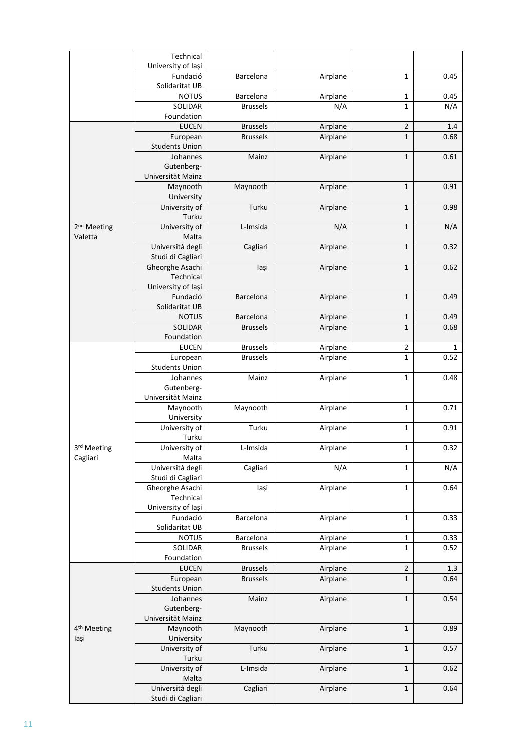| | | | | | |
|---|---|---|---|---|---|
| | Technical University of Iași | | | | |
| | Fundació Solidaritat UB | Barcelona | Airplane | 1 | 0.45 |
| | NOTUS | Barcelona | Airplane | 1 | 0.45 |
| | SOLIDAR Foundation | Brussels | N/A | 1 | N/A |
| 2nd Meeting Valetta | EUCEN | Brussels | Airplane | 2 | 1.4 |
| | European Students Union | Brussels | Airplane | 1 | 0.68 |
| | Johannes Gutenberg-Universität Mainz | Mainz | Airplane | 1 | 0.61 |
| | Maynooth University | Maynooth | Airplane | 1 | 0.91 |
| | University of Turku | Turku | Airplane | 1 | 0.98 |
| | University of Malta | L-Imsida | N/A | 1 | N/A |
| | Università degli Studi di Cagliari | Cagliari | Airplane | 1 | 0.32 |
| | Gheorghe Asachi Technical University of Iași | Iași | Airplane | 1 | 0.62 |
| | Fundació Solidaritat UB | Barcelona | Airplane | 1 | 0.49 |
| | NOTUS | Barcelona | Airplane | 1 | 0.49 |
| | SOLIDAR Foundation | Brussels | Airplane | 1 | 0.68 |
| 3rd Meeting Cagliari | EUCEN | Brussels | Airplane | 2 | 1 |
| | European Students Union | Brussels | Airplane | 1 | 0.52 |
| | Johannes Gutenberg-Universität Mainz | Mainz | Airplane | 1 | 0.48 |
| | Maynooth University | Maynooth | Airplane | 1 | 0.71 |
| | University of Turku | Turku | Airplane | 1 | 0.91 |
| | University of Malta | L-Imsida | Airplane | 1 | 0.32 |
| | Università degli Studi di Cagliari | Cagliari | N/A | 1 | N/A |
| | Gheorghe Asachi Technical University of Iași | Iași | Airplane | 1 | 0.64 |
| | Fundació Solidaritat UB | Barcelona | Airplane | 1 | 0.33 |
| | NOTUS | Barcelona | Airplane | 1 | 0.33 |
| | SOLIDAR Foundation | Brussels | Airplane | 1 | 0.52 |
| 4th Meeting Iași | EUCEN | Brussels | Airplane | 2 | 1.3 |
| | European Students Union | Brussels | Airplane | 1 | 0.64 |
| | Johannes Gutenberg-Universität Mainz | Mainz | Airplane | 1 | 0.54 |
| | Maynooth University | Maynooth | Airplane | 1 | 0.89 |
| | University of Turku | Turku | Airplane | 1 | 0.57 |
| | University of Malta | L-Imsida | Airplane | 1 | 0.62 |
| | Università degli Studi di Cagliari | Cagliari | Airplane | 1 | 0.64 |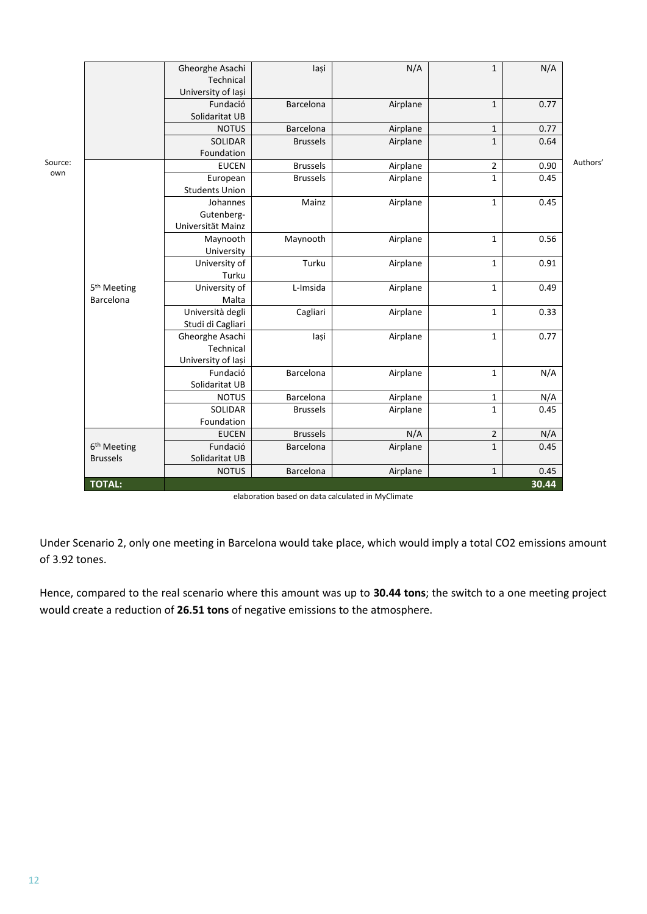| | Gheorghe Asachi Technical University of Iași | Iași | N/A | 1 | N/A |
|---|---|---|---|---|---|
| | Fundació Solidaritat UB | Barcelona | Airplane | 1 | 0.77 |
| | NOTUS | Barcelona | Airplane | 1 | 0.77 |
| | SOLIDAR Foundation | Brussels | Airplane | 1 | 0.64 |
| 5th Meeting Barcelona | EUCEN | Brussels | Airplane | 2 | 0.90 |
| | European Students Union | Brussels | Airplane | 1 | 0.45 |
| | Johannes Gutenberg-Universität Mainz | Mainz | Airplane | 1 | 0.45 |
| | Maynooth University | Maynooth | Airplane | 1 | 0.56 |
| | University of Turku | Turku | Airplane | 1 | 0.91 |
| | University of Malta | L-Imsida | Airplane | 1 | 0.49 |
| | Università degli Studi di Cagliari | Cagliari | Airplane | 1 | 0.33 |
| | Gheorghe Asachi Technical University of Iași | Iași | Airplane | 1 | 0.77 |
| | Fundació Solidaritat UB | Barcelona | Airplane | 1 | N/A |
| | NOTUS | Barcelona | Airplane | 1 | N/A |
| | SOLIDAR Foundation | Brussels | Airplane | 1 | 0.45 |
| 6th Meeting Brussels | EUCEN | Brussels | N/A | 2 | N/A |
| | Fundació Solidaritat UB | Barcelona | Airplane | 1 | 0.45 |
| | NOTUS | Barcelona | Airplane | 1 | 0.45 |
| **TOTAL:** | | | | | **30.44** |

Source: Authors' own elaboration based on data calculated in MyClimate

Under Scenario 2, only one meeting in Barcelona would take place, which would imply a total $CO_2$ emissions amount of 3.92 tones.

Hence, compared to the real scenario where this amount was up to **30.44 tons**; the switch to a one meeting project would create a reduction of **26.51 tons** of negative emissions to the atmosphere.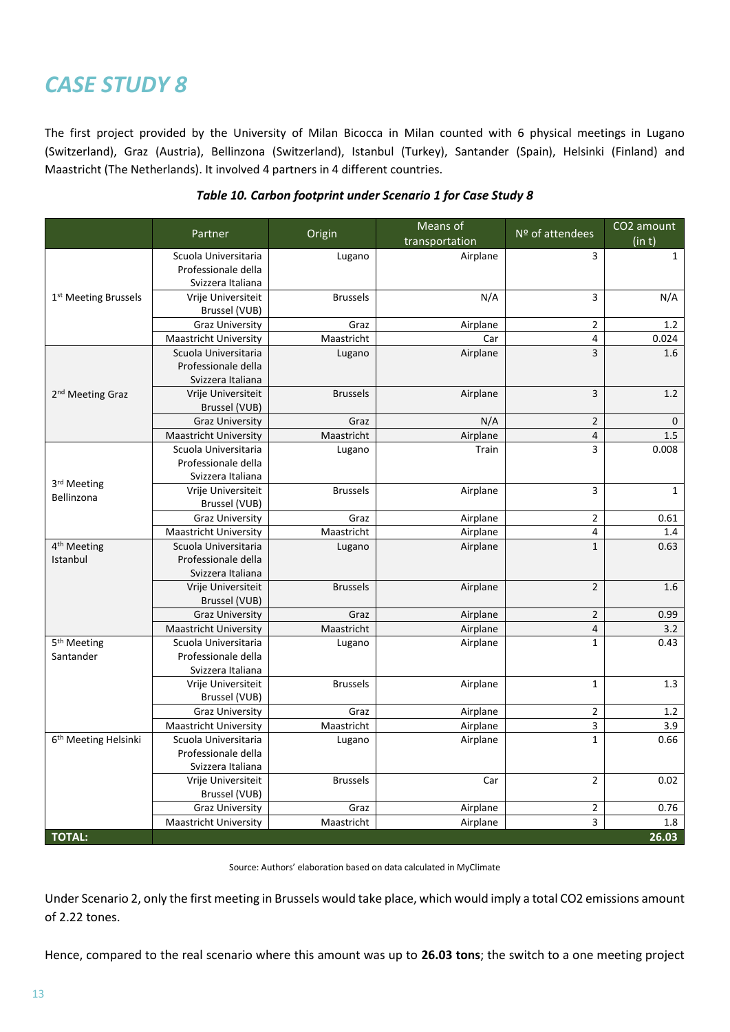# *CASE STUDY 8*

The first project provided by the University of Milan Bicocca in Milan counted with 6 physical meetings in Lugano (Switzerland), Graz (Austria), Bellinzona (Switzerland), Istanbul (Turkey), Santander (Spain), Helsinki (Finland) and Maastricht (The Netherlands). It involved 4 partners in 4 different countries.

***Table 10. Carbon footprint under Scenario 1 for Case Study 8***

| | Partner | Origin | Means of transportation | Nº of attendees | CO2 amount (in t) |
|---|---|---|---|---|---|
| 1st Meeting Brussels | Scuola Universitaria Professionale della Svizzera Italiana | Lugano | Airplane | 3 | 1 |
| | Vrije Universiteit Brussel (VUB) | Brussels | N/A | 3 | N/A |
| | Graz University | Graz | Airplane | 2 | 1.2 |
| | Maastricht University | Maastricht | Car | 4 | 0.024 |
| 2nd Meeting Graz | Scuola Universitaria Professionale della Svizzera Italiana | Lugano | Airplane | 3 | 1.6 |
| | Vrije Universiteit Brussel (VUB) | Brussels | Airplane | 3 | 1.2 |
| | Graz University | Graz | N/A | 2 | 0 |
| | Maastricht University | Maastricht | Airplane | 4 | 1.5 |
| 3rd Meeting Bellinzona | Scuola Universitaria Professionale della Svizzera Italiana | Lugano | Train | 3 | 0.008 |
| | Vrije Universiteit Brussel (VUB) | Brussels | Airplane | 3 | 1 |
| | Graz University | Graz | Airplane | 2 | 0.61 |
| | Maastricht University | Maastricht | Airplane | 4 | 1.4 |
| 4th Meeting Istanbul | Scuola Universitaria Professionale della Svizzera Italiana | Lugano | Airplane | 1 | 0.63 |
| | Vrije Universiteit Brussel (VUB) | Brussels | Airplane | 2 | 1.6 |
| | Graz University | Graz | Airplane | 2 | 0.99 |
| | Maastricht University | Maastricht | Airplane | 4 | 3.2 |
| 5th Meeting Santander | Scuola Universitaria Professionale della Svizzera Italiana | Lugano | Airplane | 1 | 0.43 |
| | Vrije Universiteit Brussel (VUB) | Brussels | Airplane | 1 | 1.3 |
| | Graz University | Graz | Airplane | 2 | 1.2 |
| | Maastricht University | Maastricht | Airplane | 3 | 3.9 |
| 6th Meeting Helsinki | Scuola Universitaria Professionale della Svizzera Italiana | Lugano | Airplane | 1 | 0.66 |
| | Vrije Universiteit Brussel (VUB) | Brussels | Car | 2 | 0.02 |
| | Graz University | Graz | Airplane | 2 | 0.76 |
| | Maastricht University | Maastricht | Airplane | 3 | 1.8 |
| **TOTAL:** | | | | | **26.03** |

Source: Authors' elaboration based on data calculated in MyClimate

Under Scenario 2, only the first meeting in Brussels would take place, which would imply a total CO2 emissions amount of 2.22 tones.

Hence, compared to the real scenario where this amount was up to **26.03 tons**; the switch to a one meeting project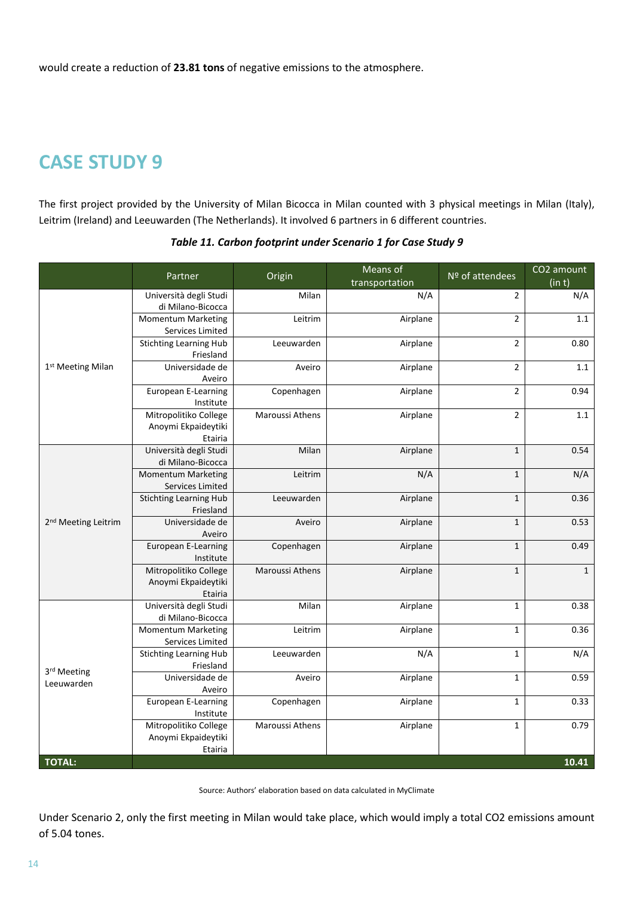would create a reduction of **23.81 tons** of negative emissions to the atmosphere.

# CASE STUDY 9

The first project provided by the University of Milan Bicocca in Milan counted with 3 physical meetings in Milan (Italy), Leitrim (Ireland) and Leeuwarden (The Netherlands). It involved 6 partners in 6 different countries.

***Table 11. Carbon footprint under Scenario 1 for Case Study 9***

| | Partner | Origin | Means of transportation | Nº of attendees | CO2 amount (in t) |
|---|---|---|---|---|---|
| 1st Meeting Milan | Università degli Studi di Milano-Bicocca | Milan | N/A | 2 | N/A |
| | Momentum Marketing Services Limited | Leitrim | Airplane | 2 | 1.1 |
| | Stichting Learning Hub Friesland | Leeuwarden | Airplane | 2 | 0.80 |
| | Universidade de Aveiro | Aveiro | Airplane | 2 | 1.1 |
| | European E-Learning Institute | Copenhagen | Airplane | 2 | 0.94 |
| | Mitropolitiko College Anoymi Ekpaideytiki Etairia | Maroussi Athens | Airplane | 2 | 1.1 |
| 2nd Meeting Leitrim | Università degli Studi di Milano-Bicocca | Milan | Airplane | 1 | 0.54 |
| | Momentum Marketing Services Limited | Leitrim | N/A | 1 | N/A |
| | Stichting Learning Hub Friesland | Leeuwarden | Airplane | 1 | 0.36 |
| | Universidade de Aveiro | Aveiro | Airplane | 1 | 0.53 |
| | European E-Learning Institute | Copenhagen | Airplane | 1 | 0.49 |
| | Mitropolitiko College Anoymi Ekpaideytiki Etairia | Maroussi Athens | Airplane | 1 | 1 |
| 3rd Meeting Leeuwarden | Università degli Studi di Milano-Bicocca | Milan | Airplane | 1 | 0.38 |
| | Momentum Marketing Services Limited | Leitrim | Airplane | 1 | 0.36 |
| | Stichting Learning Hub Friesland | Leeuwarden | N/A | 1 | N/A |
| | Universidade de Aveiro | Aveiro | Airplane | 1 | 0.59 |
| | European E-Learning Institute | Copenhagen | Airplane | 1 | 0.33 |
| | Mitropolitiko College Anoymi Ekpaideytiki Etairia | Maroussi Athens | Airplane | 1 | 0.79 |
| **TOTAL:** | | | | | **10.41** |

Source: Authors' elaboration based on data calculated in MyClimate

Under Scenario 2, only the first meeting in Milan would take place, which would imply a total CO2 emissions amount of 5.04 tones.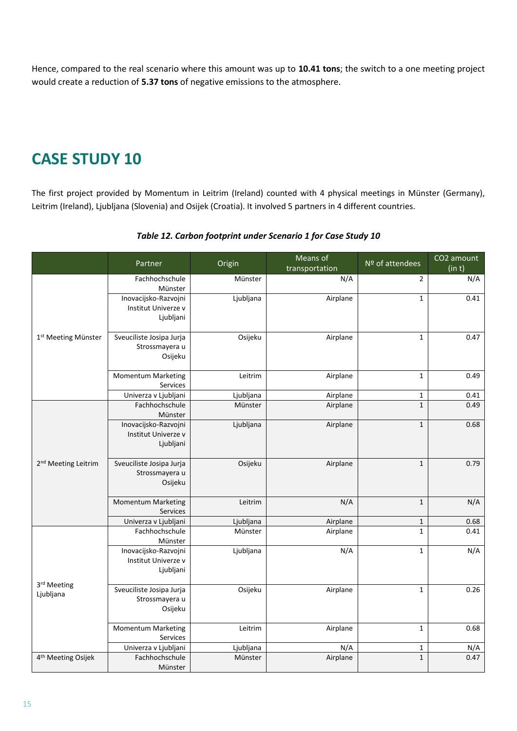Hence, compared to the real scenario where this amount was up to **10.41 tons**; the switch to a one meeting project would create a reduction of **5.37 tons** of negative emissions to the atmosphere.

# CASE STUDY 10

The first project provided by Momentum in Leitrim (Ireland) counted with 4 physical meetings in Münster (Germany), Leitrim (Ireland), Ljubljana (Slovenia) and Osijek (Croatia). It involved 5 partners in 4 different countries.

***Table 12. Carbon footprint under Scenario 1 for Case Study 10***

| | Partner | Origin | Means of transportation | Nº of attendees | CO2 amount (in t) |
|---|---|---|---|---|---|
| 1st Meeting Münster | Fachhochschule Münster | Münster | N/A | 2 | N/A |
| | Inovacijsko-Razvojni Institut Univerze v Ljubljani | Ljubljana | Airplane | 1 | 0.41 |
| | Sveuciliste Josipa Jurja Strossmayera u Osijeku | Osijeku | Airplane | 1 | 0.47 |
| | Momentum Marketing Services | Leitrim | Airplane | 1 | 0.49 |
| | Univerza v Ljubljani | Ljubljana | Airplane | 1 | 0.41 |
| 2nd Meeting Leitrim | Fachhochschule Münster | Münster | Airplane | 1 | 0.49 |
| | Inovacijsko-Razvojni Institut Univerze v Ljubljani | Ljubljana | Airplane | 1 | 0.68 |
| | Sveuciliste Josipa Jurja Strossmayera u Osijeku | Osijeku | Airplane | 1 | 0.79 |
| | Momentum Marketing Services | Leitrim | N/A | 1 | N/A |
| | Univerza v Ljubljani | Ljubljana | Airplane | 1 | 0.68 |
| 3rd Meeting Ljubljana | Fachhochschule Münster | Münster | Airplane | 1 | 0.41 |
| | Inovacijsko-Razvojni Institut Univerze v Ljubljani | Ljubljana | N/A | 1 | N/A |
| | Sveuciliste Josipa Jurja Strossmayera u Osijeku | Osijeku | Airplane | 1 | 0.26 |
| | Momentum Marketing Services | Leitrim | Airplane | 1 | 0.68 |
| | Univerza v Ljubljani | Ljubljana | N/A | 1 | N/A |
| 4th Meeting Osijek | Fachhochschule Münster | Münster | Airplane | 1 | 0.47 |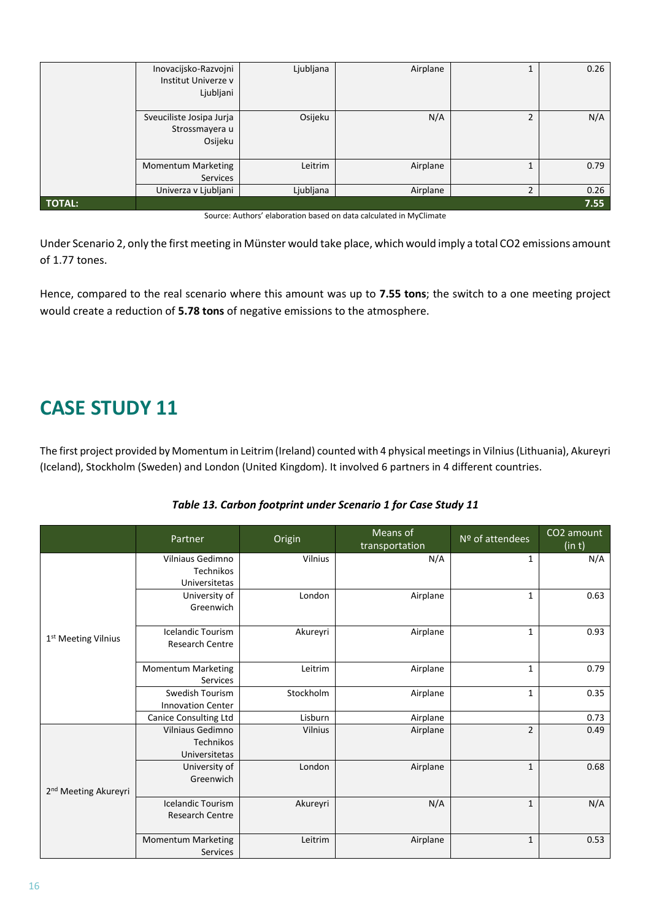| | Inovacijsko-Razvojni Institut Univerze v Ljubljani | Ljubljana | Airplane | 1 | 0.26 |
|---|---|---|---|---|---|
| | Sveuciliste Josipa Jurja Strossmayera u Osijeku | Osijeku | N/A | 2 | N/A |
| | Momentum Marketing Services | Leitrim | Airplane | 1 | 0.79 |
| | Univerza v Ljubljani | Ljubljana | Airplane | 2 | 0.26 |
| **TOTAL:** | | | | | **7.55** |

Source: Authors' elaboration based on data calculated in MyClimate

Under Scenario 2, only the first meeting in Münster would take place, which would imply a total CO2 emissions amount of 1.77 tones.

Hence, compared to the real scenario where this amount was up to **7.55 tons**; the switch to a one meeting project would create a reduction of **5.78 tons** of negative emissions to the atmosphere.

# CASE STUDY 11

The first project provided by Momentum in Leitrim (Ireland) counted with 4 physical meetings in Vilnius (Lithuania), Akureyri (Iceland), Stockholm (Sweden) and London (United Kingdom). It involved 6 partners in 4 different countries.

***Table 13. Carbon footprint under Scenario 1 for Case Study 11***

| | Partner | Origin | Means of transportation | Nº of attendees | CO2 amount (in t) |
|---|---|---|---|---|---|
| 1st Meeting Vilnius | Vilniaus Gedimno Technikos Universitetas | Vilnius | N/A | 1 | N/A |
| | University of Greenwich | London | Airplane | 1 | 0.63 |
| | Icelandic Tourism Research Centre | Akureyri | Airplane | 1 | 0.93 |
| | Momentum Marketing Services | Leitrim | Airplane | 1 | 0.79 |
| | Swedish Tourism Innovation Center | Stockholm | Airplane | 1 | 0.35 |
| | Canice Consulting Ltd | Lisburn | Airplane | | 0.73 |
| 2nd Meeting Akureyri | Vilniaus Gedimno Technikos Universitetas | Vilnius | Airplane | 2 | 0.49 |
| | University of Greenwich | London | Airplane | 1 | 0.68 |
| | Icelandic Tourism Research Centre | Akureyri | N/A | 1 | N/A |
| | Momentum Marketing Services | Leitrim | Airplane | 1 | 0.53 |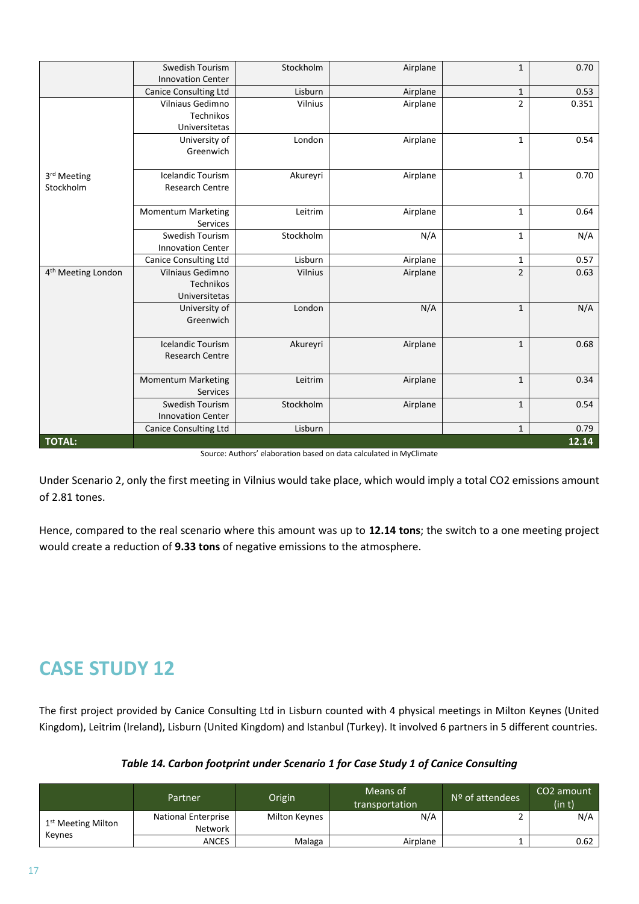| | Swedish Tourism Innovation Center | Stockholm | Airplane | 1 | 0.70 |
|---|---|---|---|---|---|
| | Canice Consulting Ltd | Lisburn | Airplane | 1 | 0.53 |
| 3rd Meeting Stockholm | Vilniaus Gedimno Technikos Universitetas | Vilnius | Airplane | 2 | 0.351 |
| | University of Greenwich | London | Airplane | 1 | 0.54 |
| | Icelandic Tourism Research Centre | Akureyri | Airplane | 1 | 0.70 |
| | Momentum Marketing Services | Leitrim | Airplane | 1 | 0.64 |
| | Swedish Tourism Innovation Center | Stockholm | N/A | 1 | N/A |
| | Canice Consulting Ltd | Lisburn | Airplane | 1 | 0.57 |
| 4th Meeting London | Vilniaus Gedimno Technikos Universitetas | Vilnius | Airplane | 2 | 0.63 |
| | University of Greenwich | London | N/A | 1 | N/A |
| | Icelandic Tourism Research Centre | Akureyri | Airplane | 1 | 0.68 |
| | Momentum Marketing Services | Leitrim | Airplane | 1 | 0.34 |
| | Swedish Tourism Innovation Center | Stockholm | Airplane | 1 | 0.54 |
| | Canice Consulting Ltd | Lisburn | | 1 | 0.79 |
| **TOTAL:** | | | | | **12.14** |

Source: Authors' elaboration based on data calculated in MyClimate

Under Scenario 2, only the first meeting in Vilnius would take place, which would imply a total $CO_2$ emissions amount of 2.81 tones.

Hence, compared to the real scenario where this amount was up to **12.14 tons**; the switch to a one meeting project would create a reduction of **9.33 tons** of negative emissions to the atmosphere.

# CASE STUDY 12

The first project provided by Canice Consulting Ltd in Lisburn counted with 4 physical meetings in Milton Keynes (United Kingdom), Leitrim (Ireland), Lisburn (United Kingdom) and Istanbul (Turkey). It involved 6 partners in 5 different countries.

***Table 14. Carbon footprint under Scenario 1 for Case Study 1 of Canice Consulting***

| | Partner | Origin | Means of transportation | Nº of attendees | CO2 amount (in t) |
|---|---|---|---|---|---|
| 1st Meeting Milton Keynes | National Enterprise Network | Milton Keynes | N/A | 2 | N/A |
| | ANCES | Malaga | Airplane | 1 | 0.62 |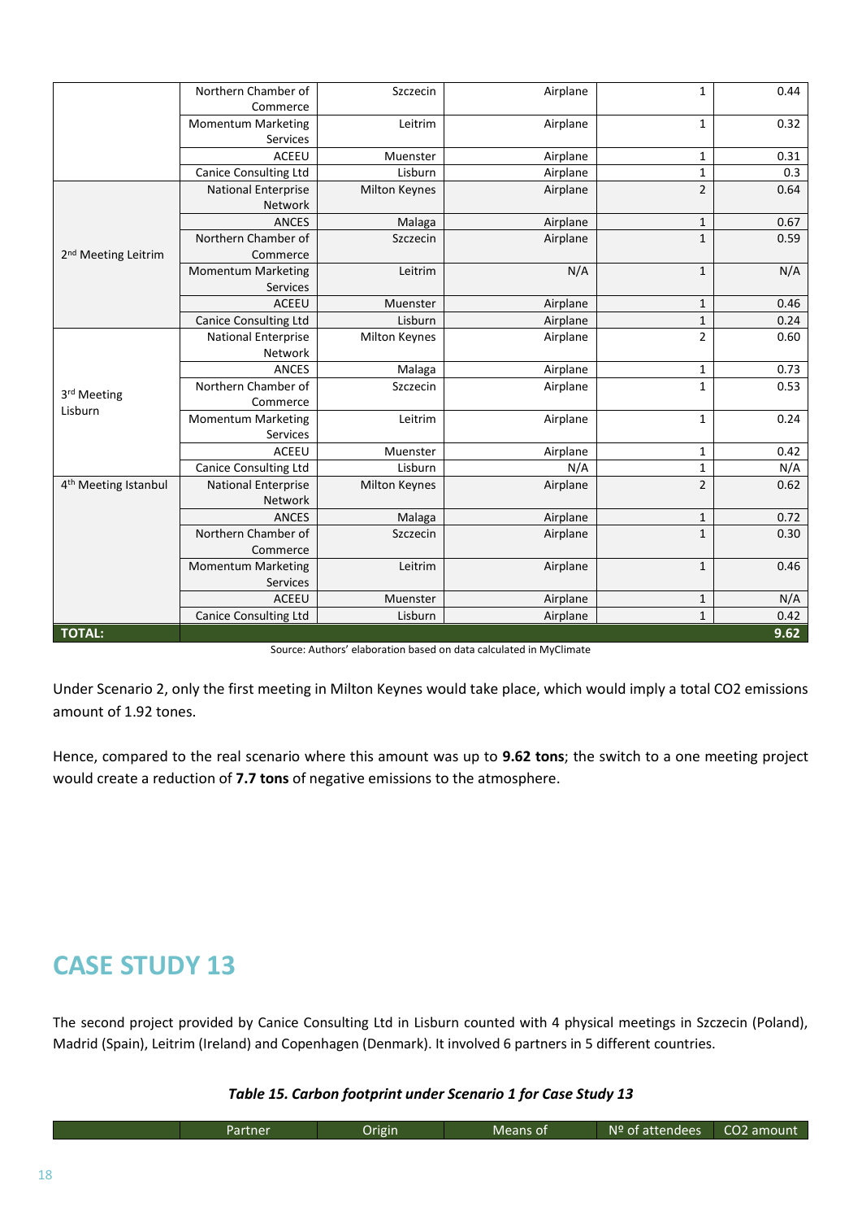| | Northern Chamber of Commerce | Szczecin | Airplane | 1 | 0.44 |
|---|---|---|---|---|---|
| | Momentum Marketing Services | Leitrim | Airplane | 1 | 0.32 |
| | ACEEU | Muenster | Airplane | 1 | 0.31 |
| | Canice Consulting Ltd | Lisburn | Airplane | 1 | 0.3 |
| 2nd Meeting Leitrim | National Enterprise Network | Milton Keynes | Airplane | 2 | 0.64 |
| | ANCES | Malaga | Airplane | 1 | 0.67 |
| | Northern Chamber of Commerce | Szczecin | Airplane | 1 | 0.59 |
| | Momentum Marketing Services | Leitrim | N/A | 1 | N/A |
| | ACEEU | Muenster | Airplane | 1 | 0.46 |
| | Canice Consulting Ltd | Lisburn | Airplane | 1 | 0.24 |
| 3rd Meeting Lisburn | National Enterprise Network | Milton Keynes | Airplane | 2 | 0.60 |
| | ANCES | Malaga | Airplane | 1 | 0.73 |
| | Northern Chamber of Commerce | Szczecin | Airplane | 1 | 0.53 |
| | Momentum Marketing Services | Leitrim | Airplane | 1 | 0.24 |
| | ACEEU | Muenster | Airplane | 1 | 0.42 |
| | Canice Consulting Ltd | Lisburn | N/A | 1 | N/A |
| 4th Meeting Istanbul | National Enterprise Network | Milton Keynes | Airplane | 2 | 0.62 |
| | ANCES | Malaga | Airplane | 1 | 0.72 |
| | Northern Chamber of Commerce | Szczecin | Airplane | 1 | 0.30 |
| | Momentum Marketing Services | Leitrim | Airplane | 1 | 0.46 |
| | ACEEU | Muenster | Airplane | 1 | N/A |
| | Canice Consulting Ltd | Lisburn | Airplane | 1 | 0.42 |
| **TOTAL:** | | | | | **9.62** |

Source: Authors' elaboration based on data calculated in MyClimate

Under Scenario 2, only the first meeting in Milton Keynes would take place, which would imply a total $CO_2$ emissions amount of 1.92 tones.

Hence, compared to the real scenario where this amount was up to **9.62 tons**; the switch to a one meeting project would create a reduction of **7.7 tons** of negative emissions to the atmosphere.

# CASE STUDY 13

The second project provided by Canice Consulting Ltd in Lisburn counted with 4 physical meetings in Szczecin (Poland), Madrid (Spain), Leitrim (Ireland) and Copenhagen (Denmark). It involved 6 partners in 5 different countries.

***Table 15. Carbon footprint under Scenario 1 for Case Study 13***

| | Partner | Origin | Means of | Nº of attendees | CO2 amount |
|---|---|---|---|---|---|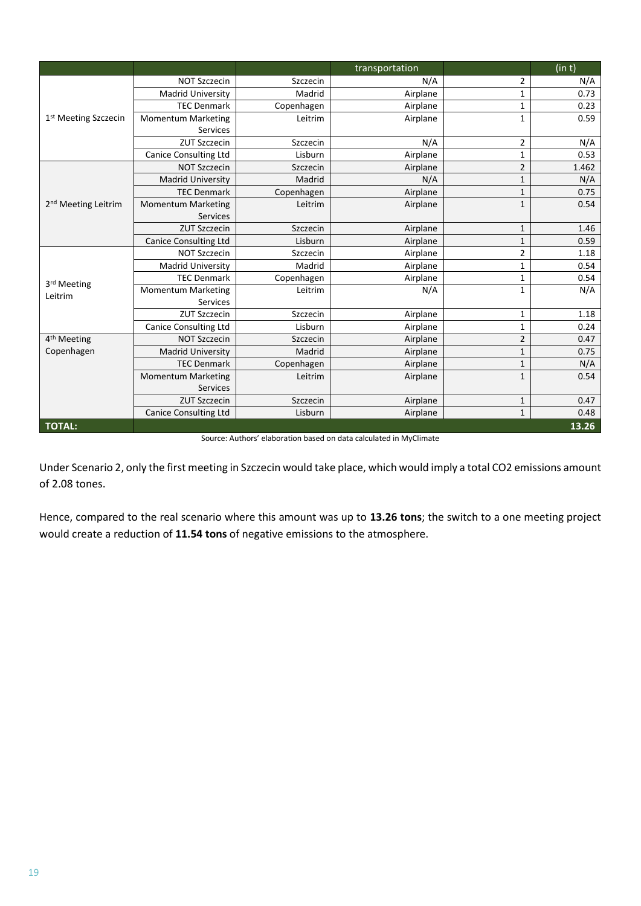| | | | transportation | | (in t) |
|---|---|---|---|---|---|
| 1st Meeting Szczecin | NOT Szczecin | Szczecin | N/A | 2 | N/A |
| | Madrid University | Madrid | Airplane | 1 | 0.73 |
| | TEC Denmark | Copenhagen | Airplane | 1 | 0.23 |
| | Momentum Marketing Services | Leitrim | Airplane | 1 | 0.59 |
| | ZUT Szczecin | Szczecin | N/A | 2 | N/A |
| | Canice Consulting Ltd | Lisburn | Airplane | 1 | 0.53 |
| 2nd Meeting Leitrim | NOT Szczecin | Szczecin | Airplane | 2 | 1.462 |
| | Madrid University | Madrid | N/A | 1 | N/A |
| | TEC Denmark | Copenhagen | Airplane | 1 | 0.75 |
| | Momentum Marketing Services | Leitrim | Airplane | 1 | 0.54 |
| | ZUT Szczecin | Szczecin | Airplane | 1 | 1.46 |
| | Canice Consulting Ltd | Lisburn | Airplane | 1 | 0.59 |
| 3rd Meeting Leitrim | NOT Szczecin | Szczecin | Airplane | 2 | 1.18 |
| | Madrid University | Madrid | Airplane | 1 | 0.54 |
| | TEC Denmark | Copenhagen | Airplane | 1 | 0.54 |
| | Momentum Marketing Services | Leitrim | N/A | 1 | N/A |
| | ZUT Szczecin | Szczecin | Airplane | 1 | 1.18 |
| | Canice Consulting Ltd | Lisburn | Airplane | 1 | 0.24 |
| 4th Meeting Copenhagen | NOT Szczecin | Szczecin | Airplane | 2 | 0.47 |
| | Madrid University | Madrid | Airplane | 1 | 0.75 |
| | TEC Denmark | Copenhagen | Airplane | 1 | N/A |
| | Momentum Marketing Services | Leitrim | Airplane | 1 | 0.54 |
| | ZUT Szczecin | Szczecin | Airplane | 1 | 0.47 |
| | Canice Consulting Ltd | Lisburn | Airplane | 1 | 0.48 |
| **TOTAL:** | | | | | **13.26** |

Source: Authors' elaboration based on data calculated in MyClimate

Under Scenario 2, only the first meeting in Szczecin would take place, which would imply a total $CO_2$ emissions amount of 2.08 tones.

Hence, compared to the real scenario where this amount was up to **13.26 tons**; the switch to a one meeting project would create a reduction of **11.54 tons** of negative emissions to the atmosphere.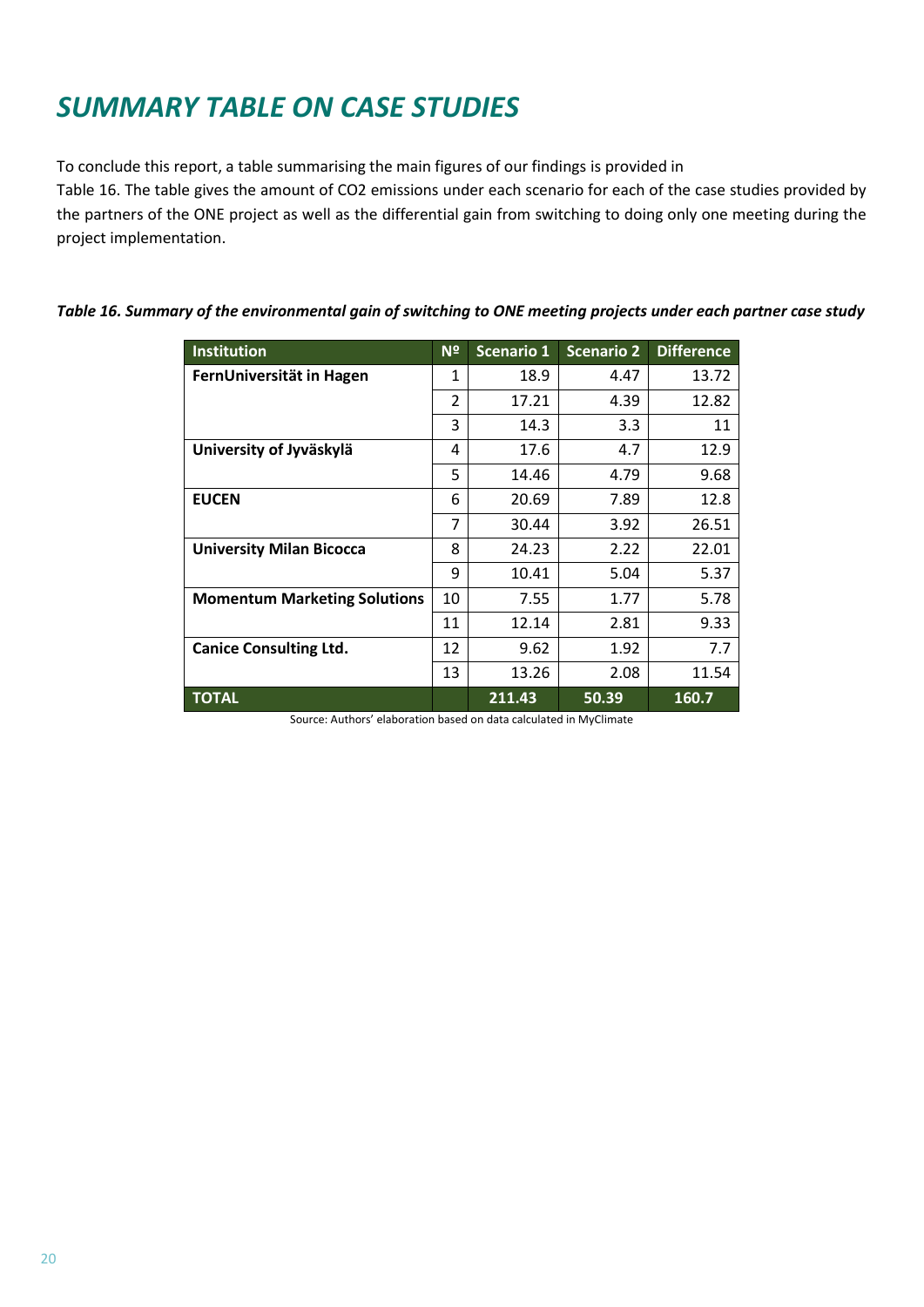# *SUMMARY TABLE ON CASE STUDIES*

To conclude this report, a table summarising the main figures of our findings is provided in Table 16. The table gives the amount of $CO_2$ emissions under each scenario for each of the case studies provided by the partners of the ONE project as well as the differential gain from switching to doing only one meeting during the project implementation.

***Table 16. Summary of the environmental gain of switching to ONE meeting projects under each partner case study***

| Institution | Nº | Scenario 1 | Scenario 2 | Difference |
|---|---|---|---|---|
| **FernUniversität in Hagen** | 1 | 18.9 | 4.47 | 13.72 |
| | 2 | 17.21 | 4.39 | 12.82 |
| | 3 | 14.3 | 3.3 | 11 |
| **University of Jyväskylä** | 4 | 17.6 | 4.7 | 12.9 |
| | 5 | 14.46 | 4.79 | 9.68 |
| **EUCEN** | 6 | 20.69 | 7.89 | 12.8 |
| | 7 | 30.44 | 3.92 | 26.51 |
| **University Milan Bicocca** | 8 | 24.23 | 2.22 | 22.01 |
| | 9 | 10.41 | 5.04 | 5.37 |
| **Momentum Marketing Solutions** | 10 | 7.55 | 1.77 | 5.78 |
| | 11 | 12.14 | 2.81 | 9.33 |
| **Canice Consulting Ltd.** | 12 | 9.62 | 1.92 | 7.7 |
| | 13 | 13.26 | 2.08 | 11.54 |
| **TOTAL** | | **211.43** | **50.39** | **160.7** |

Source: Authors' elaboration based on data calculated in MyClimate